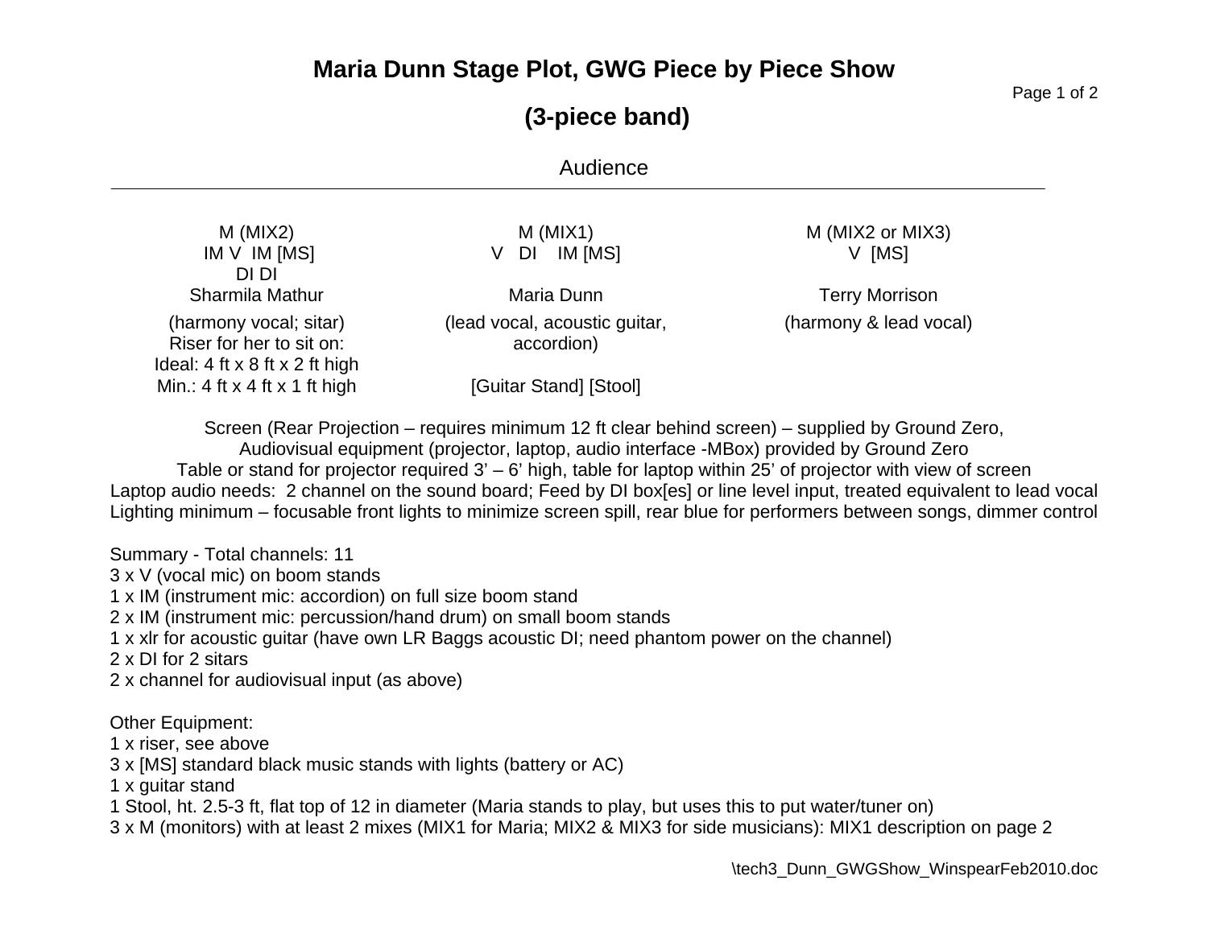# Maria Dunn Stage Plot, GWG Piece by Piece Show

## (3-piece band)

Audience

| Sharmila Mathur | Maria Dunn | Terry Morrison |
|---|---|---|
| M (MIX2) | M (MIX1) | M (MIX2 or MIX3) |
| IM V IM [MS] | V DI IM [MS] | V [MS] |
| DI DI | | |
| Sharmila Mathur | Maria Dunn | Terry Morrison |
| (harmony vocal; sitar) | (lead vocal, acoustic guitar, accordion) | (harmony & lead vocal) |
| Riser for her to sit on: | | |
| Ideal: 4 ft x 8 ft x 2 ft high | | |
| Min.: 4 ft x 4 ft x 1 ft high | [Guitar Stand] [Stool] | |

Screen (Rear Projection – requires minimum 12 ft clear behind screen) – supplied by Ground Zero,
Audiovisual equipment (projector, laptop, audio interface -MBox) provided by Ground Zero
Table or stand for projector required 3' – 6' high, table for laptop within 25' of projector with view of screen
Laptop audio needs: 2 channel on the sound board; Feed by DI box[es] or line level input, treated equivalent to lead vocal
Lighting minimum – focusable front lights to minimize screen spill, rear blue for performers between songs, dimmer control

Summary - Total channels: 11
3 x V (vocal mic) on boom stands
1 x IM (instrument mic: accordion) on full size boom stand
2 x IM (instrument mic: percussion/hand drum) on small boom stands
1 x xlr for acoustic guitar (have own LR Baggs acoustic DI; need phantom power on the channel)
2 x DI for 2 sitars
2 x channel for audiovisual input (as above)

Other Equipment:
1 x riser, see above
3 x [MS] standard black music stands with lights (battery or AC)
1 x guitar stand
1 Stool, ht. 2.5-3 ft, flat top of 12 in diameter (Maria stands to play, but uses this to put water/tuner on)
3 x M (monitors) with at least 2 mixes (MIX1 for Maria; MIX2 & MIX3 for side musicians): MIX1 description on page 2

\tech3_Dunn_GWGShow_WinspearFeb2010.doc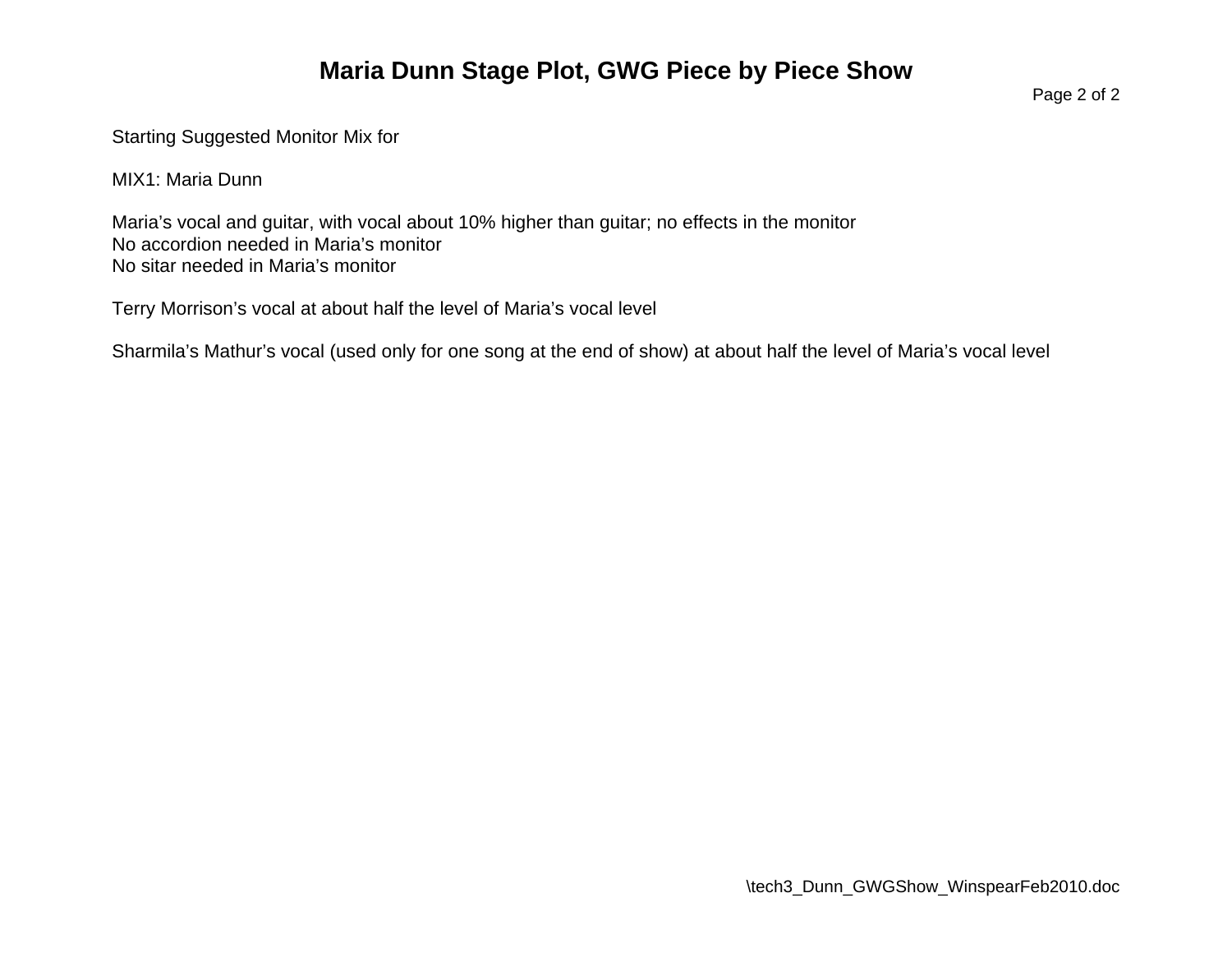# Maria Dunn Stage Plot, GWG Piece by Piece Show

Starting Suggested Monitor Mix for

MIX1: Maria Dunn

Maria's vocal and guitar, with vocal about 10% higher than guitar; no effects in the monitor
No accordion needed in Maria's monitor
No sitar needed in Maria's monitor

Terry Morrison's vocal at about half the level of Maria's vocal level

Sharmila's Mathur's vocal (used only for one song at the end of show) at about half the level of Maria's vocal level